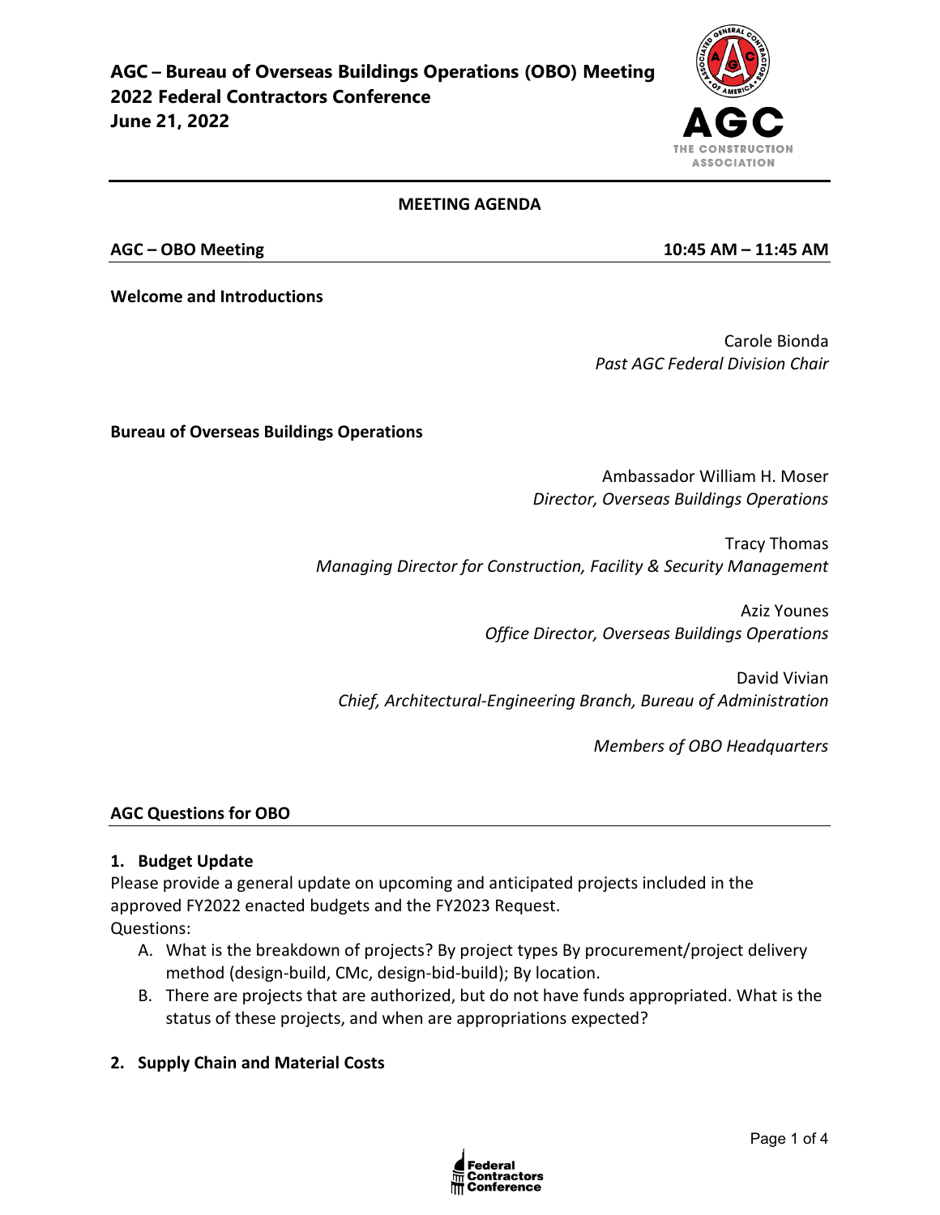# AGC – Bureau of Overseas Buildings Operations (OBO) Meeting
# 2022 Federal Contractors Conference
# June 21, 2022

**MEETING AGENDA**

**AGC – OBO Meeting** **10:45 AM – 11:45 AM**

**Welcome and Introductions**

Carole Bionda
*Past AGC Federal Division Chair*

**Bureau of Overseas Buildings Operations**

Ambassador William H. Moser
*Director, Overseas Buildings Operations*

Tracy Thomas
*Managing Director for Construction, Facility & Security Management*

Aziz Younes
*Office Director, Overseas Buildings Operations*

David Vivian
*Chief, Architectural-Engineering Branch, Bureau of Administration*

*Members of OBO Headquarters*

## AGC Questions for OBO

### 1. Budget Update

Please provide a general update on upcoming and anticipated projects included in the approved FY2022 enacted budgets and the FY2023 Request.
Questions:

A. What is the breakdown of projects? By project types By procurement/project delivery method (design-build, CMc, design-bid-build); By location.
B. There are projects that are authorized, but do not have funds appropriated. What is the status of these projects, and when are appropriations expected?

### 2. Supply Chain and Material Costs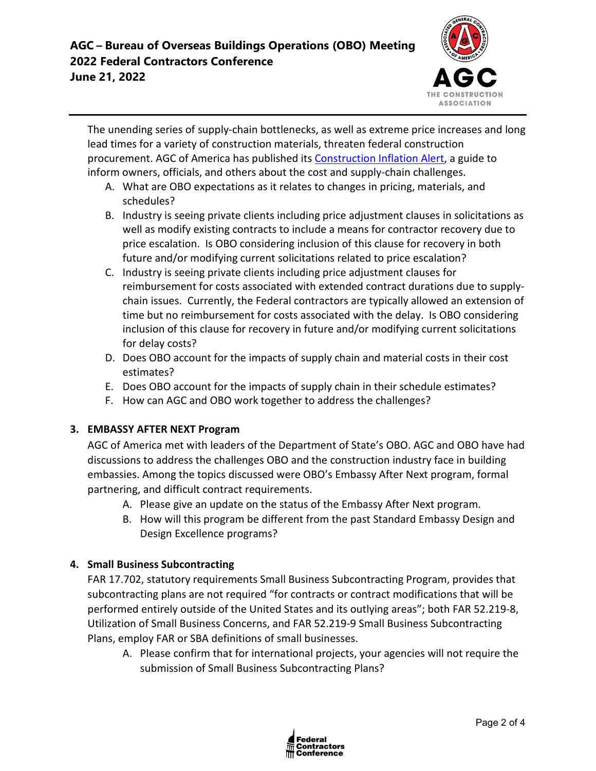The unending series of supply-chain bottlenecks, as well as extreme price increases and long lead times for a variety of construction materials, threaten federal construction procurement. AGC of America has published its Construction Inflation Alert, a guide to inform owners, officials, and others about the cost and supply-chain challenges.

A. What are OBO expectations as it relates to changes in pricing, materials, and schedules?
B. Industry is seeing private clients including price adjustment clauses in solicitations as well as modify existing contracts to include a means for contractor recovery due to price escalation. Is OBO considering inclusion of this clause for recovery in both future and/or modifying current solicitations related to price escalation?
C. Industry is seeing private clients including price adjustment clauses for reimbursement for costs associated with extended contract durations due to supply-chain issues. Currently, the Federal contractors are typically allowed an extension of time but no reimbursement for costs associated with the delay. Is OBO considering inclusion of this clause for recovery in future and/or modifying current solicitations for delay costs?
D. Does OBO account for the impacts of supply chain and material costs in their cost estimates?
E. Does OBO account for the impacts of supply chain in their schedule estimates?
F. How can AGC and OBO work together to address the challenges?

**3. EMBASSY AFTER NEXT Program**

AGC of America met with leaders of the Department of State's OBO. AGC and OBO have had discussions to address the challenges OBO and the construction industry face in building embassies. Among the topics discussed were OBO's Embassy After Next program, formal partnering, and difficult contract requirements.

A. Please give an update on the status of the Embassy After Next program.
B. How will this program be different from the past Standard Embassy Design and Design Excellence programs?

**4. Small Business Subcontracting**

FAR 17.702, statutory requirements Small Business Subcontracting Program, provides that subcontracting plans are not required "for contracts or contract modifications that will be performed entirely outside of the United States and its outlying areas"; both FAR 52.219-8, Utilization of Small Business Concerns, and FAR 52.219-9 Small Business Subcontracting Plans, employ FAR or SBA definitions of small businesses.

A. Please confirm that for international projects, your agencies will not require the submission of Small Business Subcontracting Plans?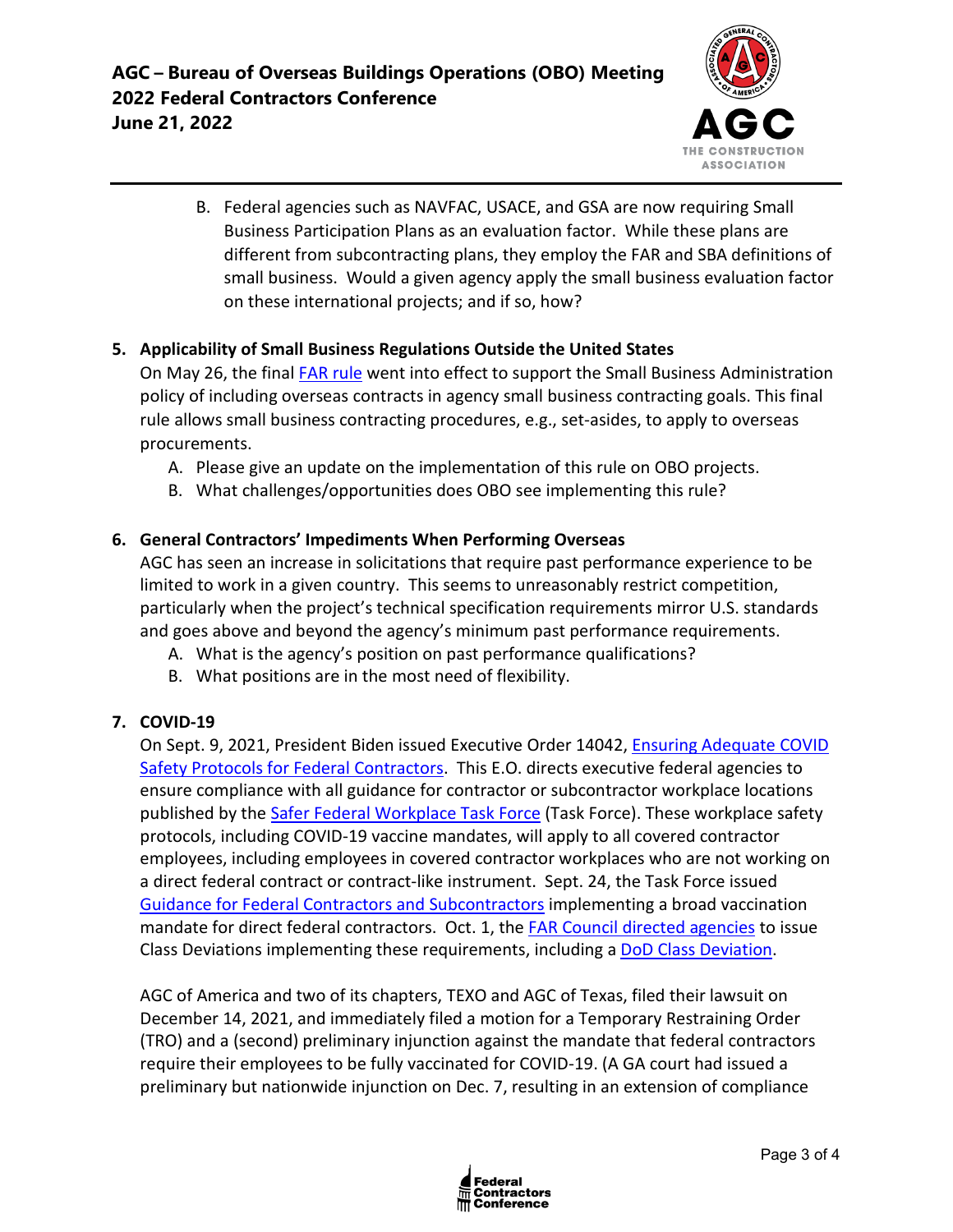B. Federal agencies such as NAVFAC, USACE, and GSA are now requiring Small Business Participation Plans as an evaluation factor. While these plans are different from subcontracting plans, they employ the FAR and SBA definitions of small business. Would a given agency apply the small business evaluation factor on these international projects; and if so, how?

**5. Applicability of Small Business Regulations Outside the United States**

On May 26, the final FAR rule went into effect to support the Small Business Administration policy of including overseas contracts in agency small business contracting goals. This final rule allows small business contracting procedures, e.g., set-asides, to apply to overseas procurements.

A. Please give an update on the implementation of this rule on OBO projects.
B. What challenges/opportunities does OBO see implementing this rule?

**6. General Contractors' Impediments When Performing Overseas**

AGC has seen an increase in solicitations that require past performance experience to be limited to work in a given country. This seems to unreasonably restrict competition, particularly when the project's technical specification requirements mirror U.S. standards and goes above and beyond the agency's minimum past performance requirements.

A. What is the agency's position on past performance qualifications?
B. What positions are in the most need of flexibility.

**7. COVID-19**

On Sept. 9, 2021, President Biden issued Executive Order 14042, Ensuring Adequate COVID Safety Protocols for Federal Contractors. This E.O. directs executive federal agencies to ensure compliance with all guidance for contractor or subcontractor workplace locations published by the Safer Federal Workplace Task Force (Task Force). These workplace safety protocols, including COVID-19 vaccine mandates, will apply to all covered contractor employees, including employees in covered contractor workplaces who are not working on a direct federal contract or contract-like instrument. Sept. 24, the Task Force issued Guidance for Federal Contractors and Subcontractors implementing a broad vaccination mandate for direct federal contractors. Oct. 1, the FAR Council directed agencies to issue Class Deviations implementing these requirements, including a DoD Class Deviation.

AGC of America and two of its chapters, TEXO and AGC of Texas, filed their lawsuit on December 14, 2021, and immediately filed a motion for a Temporary Restraining Order (TRO) and a (second) preliminary injunction against the mandate that federal contractors require their employees to be fully vaccinated for COVID-19. (A GA court had issued a preliminary but nationwide injunction on Dec. 7, resulting in an extension of compliance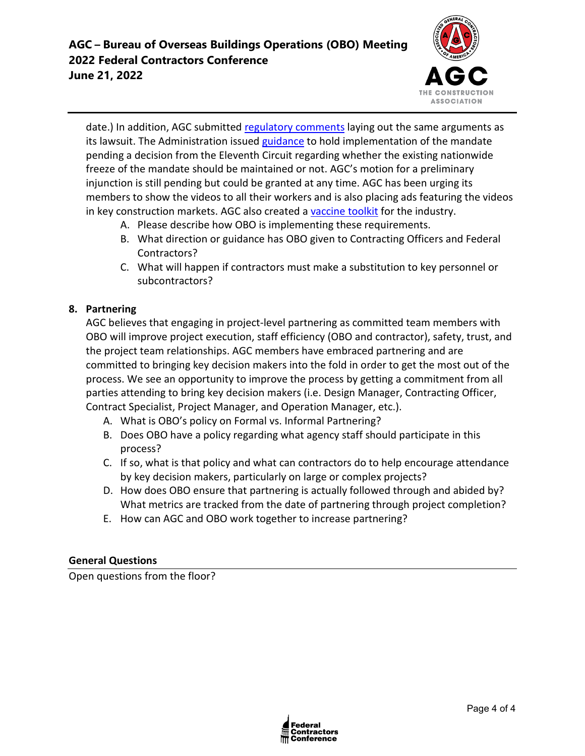date.) In addition, AGC submitted regulatory comments laying out the same arguments as its lawsuit. The Administration issued guidance to hold implementation of the mandate pending a decision from the Eleventh Circuit regarding whether the existing nationwide freeze of the mandate should be maintained or not. AGC's motion for a preliminary injunction is still pending but could be granted at any time. AGC has been urging its members to show the videos to all their workers and is also placing ads featuring the videos in key construction markets. AGC also created a vaccine toolkit for the industry.

A. Please describe how OBO is implementing these requirements.
B. What direction or guidance has OBO given to Contracting Officers and Federal Contractors?
C. What will happen if contractors must make a substitution to key personnel or subcontractors?

**8. Partnering**

AGC believes that engaging in project-level partnering as committed team members with OBO will improve project execution, staff efficiency (OBO and contractor), safety, trust, and the project team relationships. AGC members have embraced partnering and are committed to bringing key decision makers into the fold in order to get the most out of the process. We see an opportunity to improve the process by getting a commitment from all parties attending to bring key decision makers (i.e. Design Manager, Contracting Officer, Contract Specialist, Project Manager, and Operation Manager, etc.).

A. What is OBO's policy on Formal vs. Informal Partnering?
B. Does OBO have a policy regarding what agency staff should participate in this process?
C. If so, what is that policy and what can contractors do to help encourage attendance by key decision makers, particularly on large or complex projects?
D. How does OBO ensure that partnering is actually followed through and abided by? What metrics are tracked from the date of partnering through project completion?
E. How can AGC and OBO work together to increase partnering?

**General Questions**

Open questions from the floor?